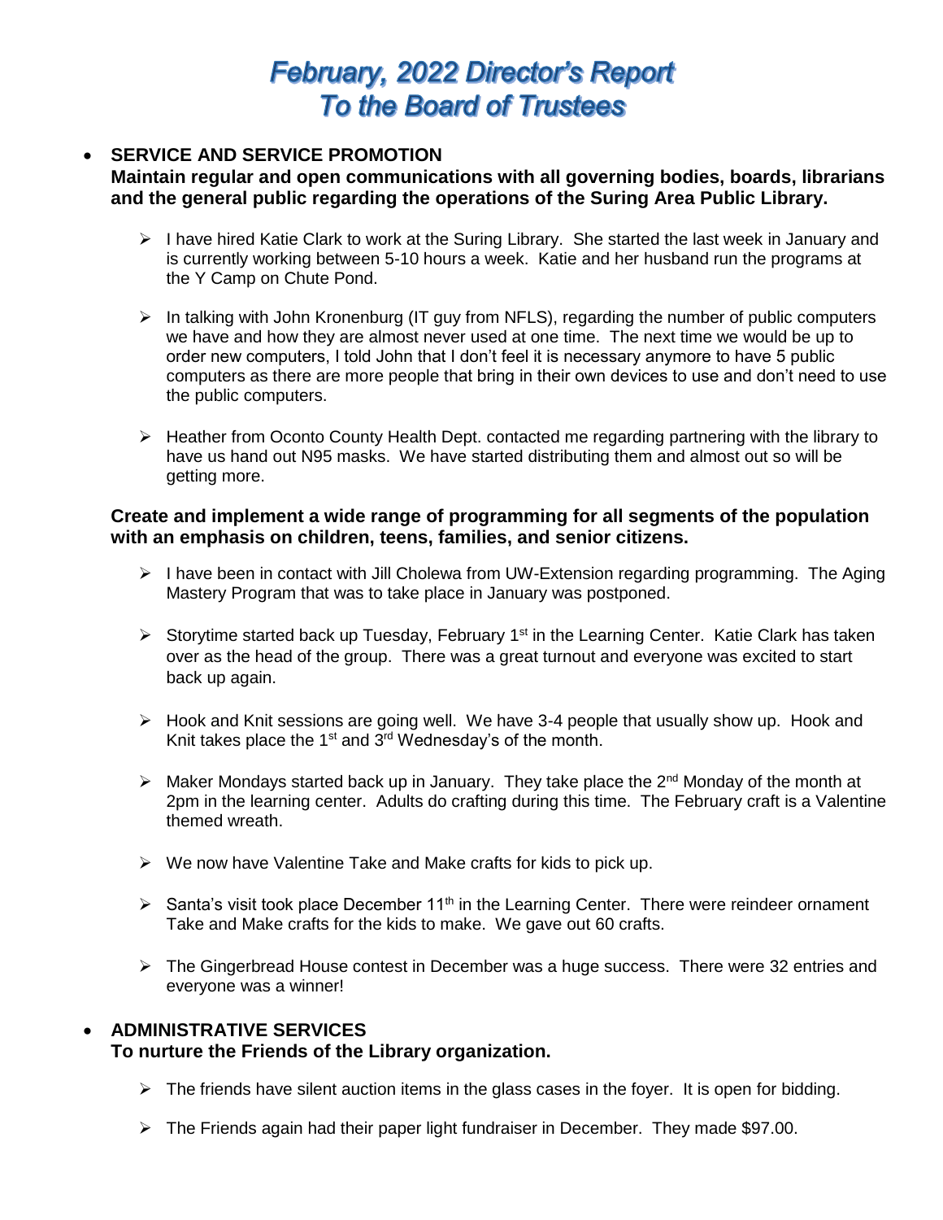# February, 2022 Director's Report
# To the Board of Trustees

- **SERVICE AND SERVICE PROMOTION**
  **Maintain regular and open communications with all governing bodies, boards, librarians and the general public regarding the operations of the Suring Area Public Library.**

  - I have hired Katie Clark to work at the Suring Library. She started the last week in January and is currently working between 5-10 hours a week. Katie and her husband run the programs at the Y Camp on Chute Pond.

  - In talking with John Kronenburg (IT guy from NFLS), regarding the number of public computers we have and how they are almost never used at one time. The next time we would be up to order new computers, I told John that I don't feel it is necessary anymore to have 5 public computers as there are more people that bring in their own devices to use and don't need to use the public computers.

  - Heather from Oconto County Health Dept. contacted me regarding partnering with the library to have us hand out N95 masks. We have started distributing them and almost out so will be getting more.

  **Create and implement a wide range of programming for all segments of the population with an emphasis on children, teens, families, and senior citizens.**

  - I have been in contact with Jill Cholewa from UW-Extension regarding programming. The Aging Mastery Program that was to take place in January was postponed.

  - Storytime started back up Tuesday, February 1st in the Learning Center. Katie Clark has taken over as the head of the group. There was a great turnout and everyone was excited to start back up again.

  - Hook and Knit sessions are going well. We have 3-4 people that usually show up. Hook and Knit takes place the 1st and 3rd Wednesday's of the month.

  - Maker Mondays started back up in January. They take place the 2nd Monday of the month at 2pm in the learning center. Adults do crafting during this time. The February craft is a Valentine themed wreath.

  - We now have Valentine Take and Make crafts for kids to pick up.

  - Santa's visit took place December 11th in the Learning Center. There were reindeer ornament Take and Make crafts for the kids to make. We gave out 60 crafts.

  - The Gingerbread House contest in December was a huge success. There were 32 entries and everyone was a winner!

- **ADMINISTRATIVE SERVICES**
  **To nurture the Friends of the Library organization.**

  - The friends have silent auction items in the glass cases in the foyer. It is open for bidding.

  - The Friends again had their paper light fundraiser in December. They made $97.00.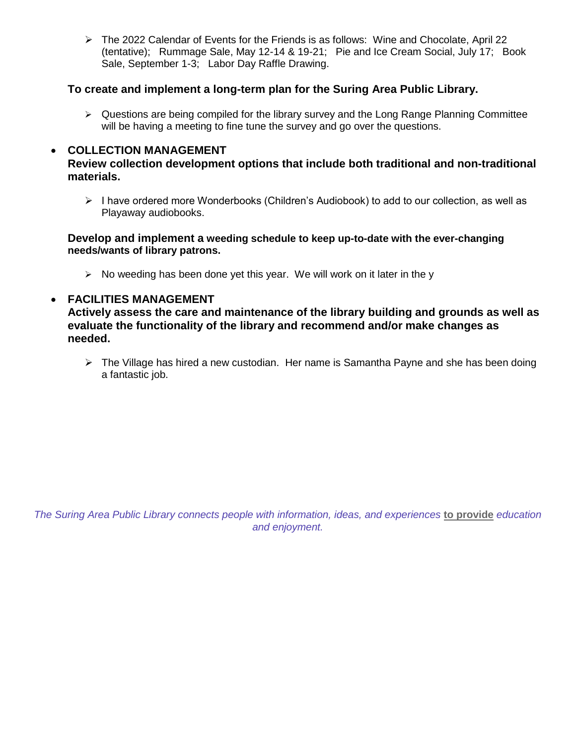- The 2022 Calendar of Events for the Friends is as follows: Wine and Chocolate, April 22 (tentative); Rummage Sale, May 12-14 & 19-21; Pie and Ice Cream Social, July 17; Book Sale, September 1-3; Labor Day Raffle Drawing.

**To create and implement a long-term plan for the Suring Area Public Library.**

- Questions are being compiled for the library survey and the Long Range Planning Committee will be having a meeting to fine tune the survey and go over the questions.

- **COLLECTION MANAGEMENT**
  **Review collection development options that include both traditional and non-traditional materials.**

  - I have ordered more Wonderbooks (Children's Audiobook) to add to our collection, as well as Playaway audiobooks.

  **Develop and implement a weeding schedule to keep up-to-date with the ever-changing needs/wants of library patrons.**

  - No weeding has been done yet this year. We will work on it later in the y

- **FACILITIES MANAGEMENT**
  **Actively assess the care and maintenance of the library building and grounds as well as evaluate the functionality of the library and recommend and/or make changes as needed.**

  - The Village has hired a new custodian. Her name is Samantha Payne and she has been doing a fantastic job.

*The Suring Area Public Library connects people with information, ideas, and experiences* **to provide** *education and enjoyment.*